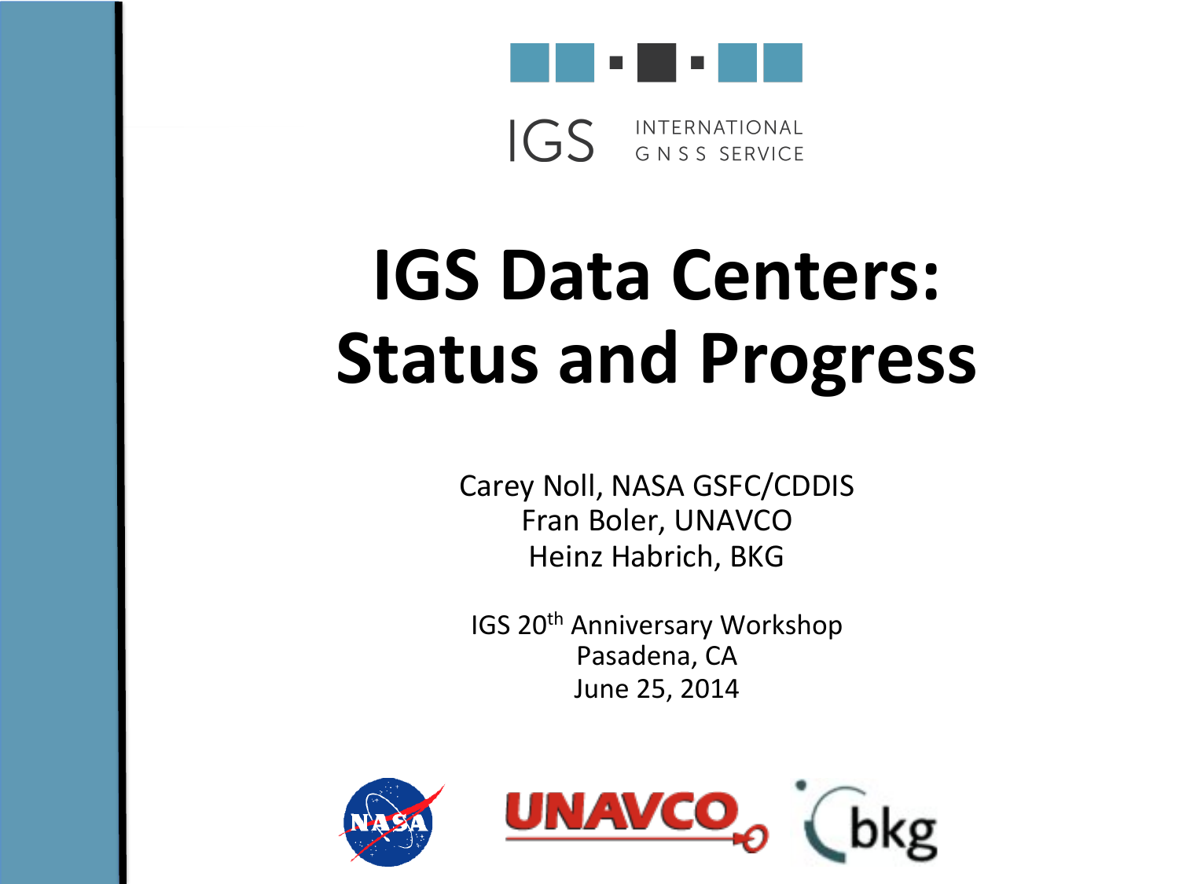IGS INTERNATIONAL GNSS SERVICE

# IGS Data Centers: Status and Progress

Carey Noll, NASA GSFC/CDDIS
Fran Boler, UNAVCO
Heinz Habrich, BKG

IGS 20th Anniversary Workshop
Pasadena, CA
June 25, 2014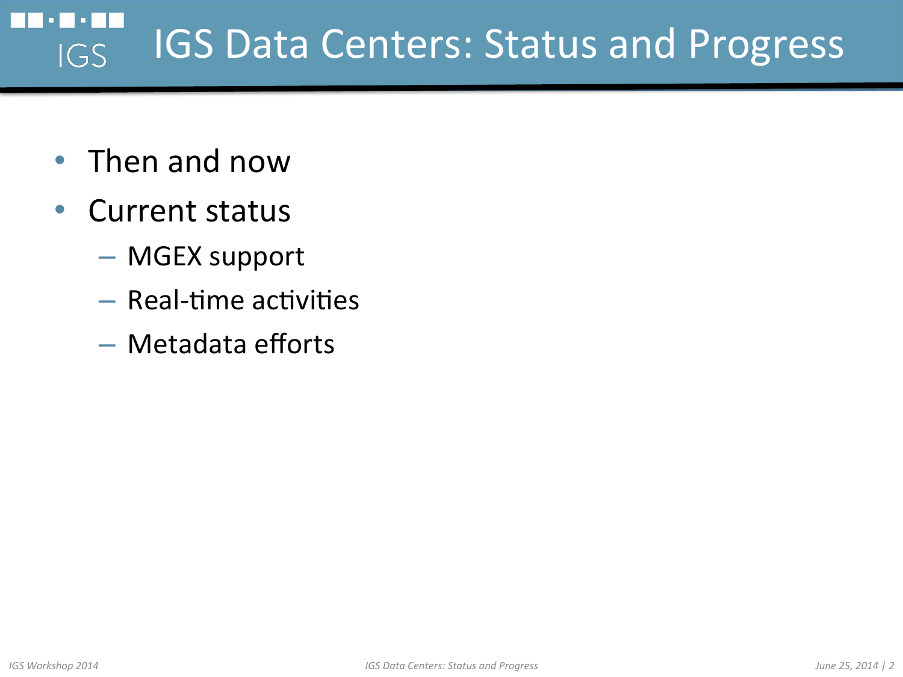# IGS Data Centers: Status and Progress

- Then and now
- Current status
  - MGEX support
  - Real-time activities
  - Metadata efforts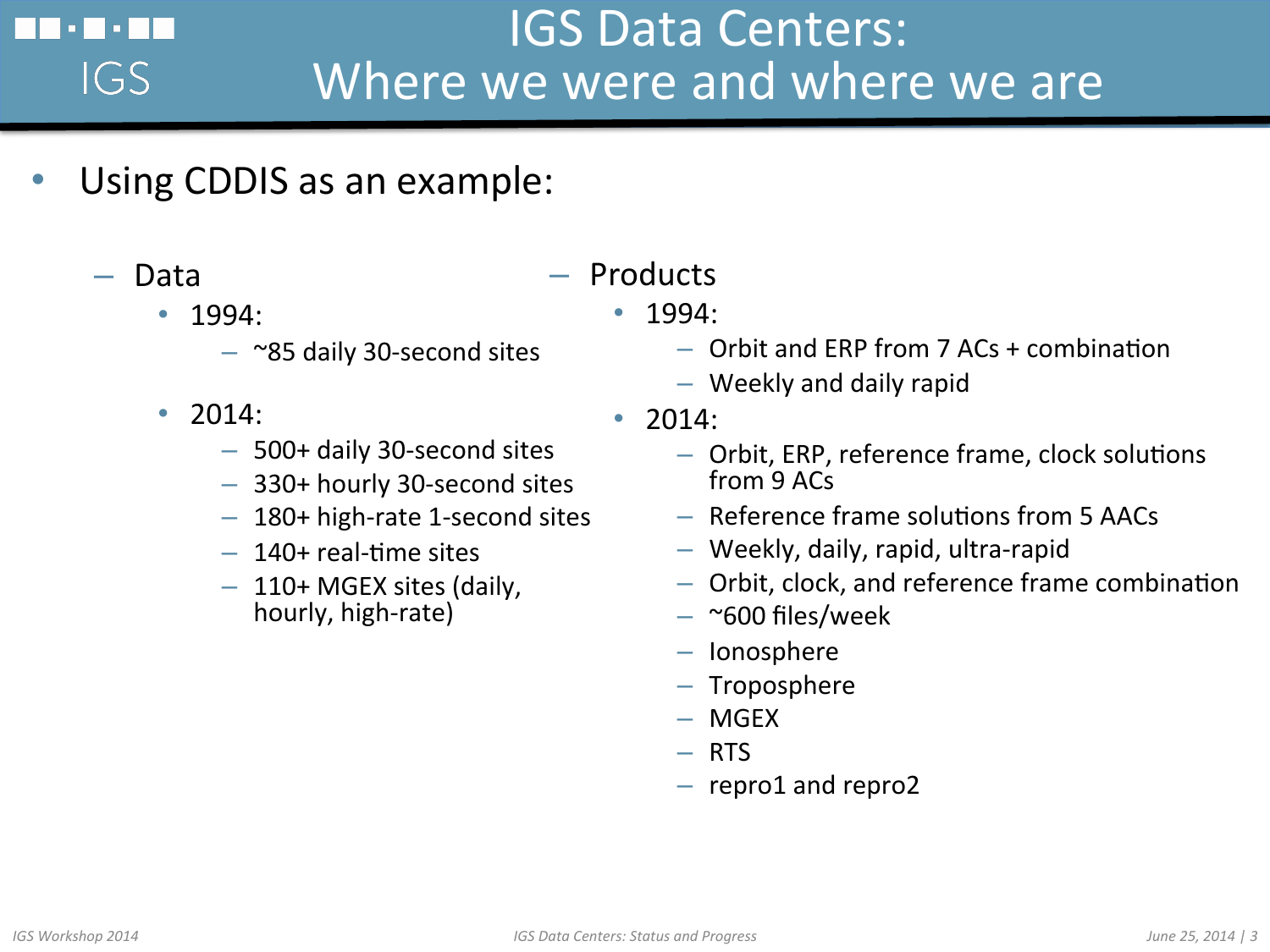# IGS Data Centers: Where we were and where we are

- Using CDDIS as an example:
  - Data
    - 1994:
      - ~85 daily 30-second sites
    - 2014:
      - 500+ daily 30-second sites
      - 330+ hourly 30-second sites
      - 180+ high-rate 1-second sites
      - 140+ real-time sites
      - 110+ MGEX sites (daily, hourly, high-rate)
  - Products
    - 1994:
      - Orbit and ERP from 7 ACs + combination
      - Weekly and daily rapid
    - 2014:
      - Orbit, ERP, reference frame, clock solutions from 9 ACs
      - Reference frame solutions from 5 AACs
      - Weekly, daily, rapid, ultra-rapid
      - Orbit, clock, and reference frame combination
      - ~600 files/week
      - Ionosphere
      - Troposphere
      - MGEX
      - RTS
      - repro1 and repro2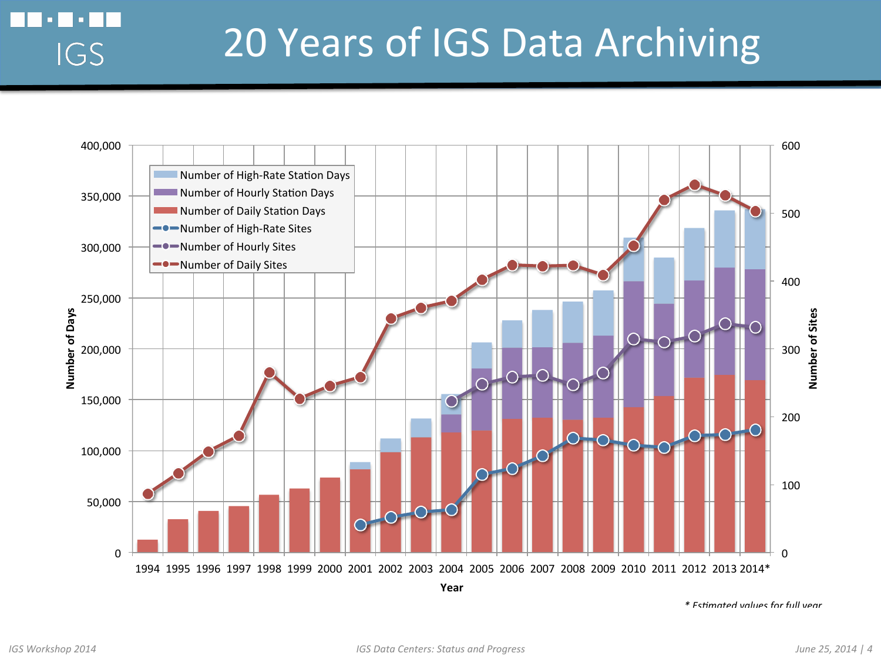# 20 Years of IGS Data Archiving

Chart legend:

- Number of High-Rate Station Days
- Number of Hourly Station Days
- Number of Daily Station Days
- Number of High-Rate Sites
- Number of Hourly Sites
- Number of Daily Sites

Left axis: Number of Days (0 – 400,000)

Right axis: Number of Sites (0 – 600)

X axis: Year (1994 1995 1996 1997 1998 1999 2000 2001 2002 2003 2004 2005 2006 2007 2008 2009 2010 2011 2012 2013 2014*)

\* Estimated values for full year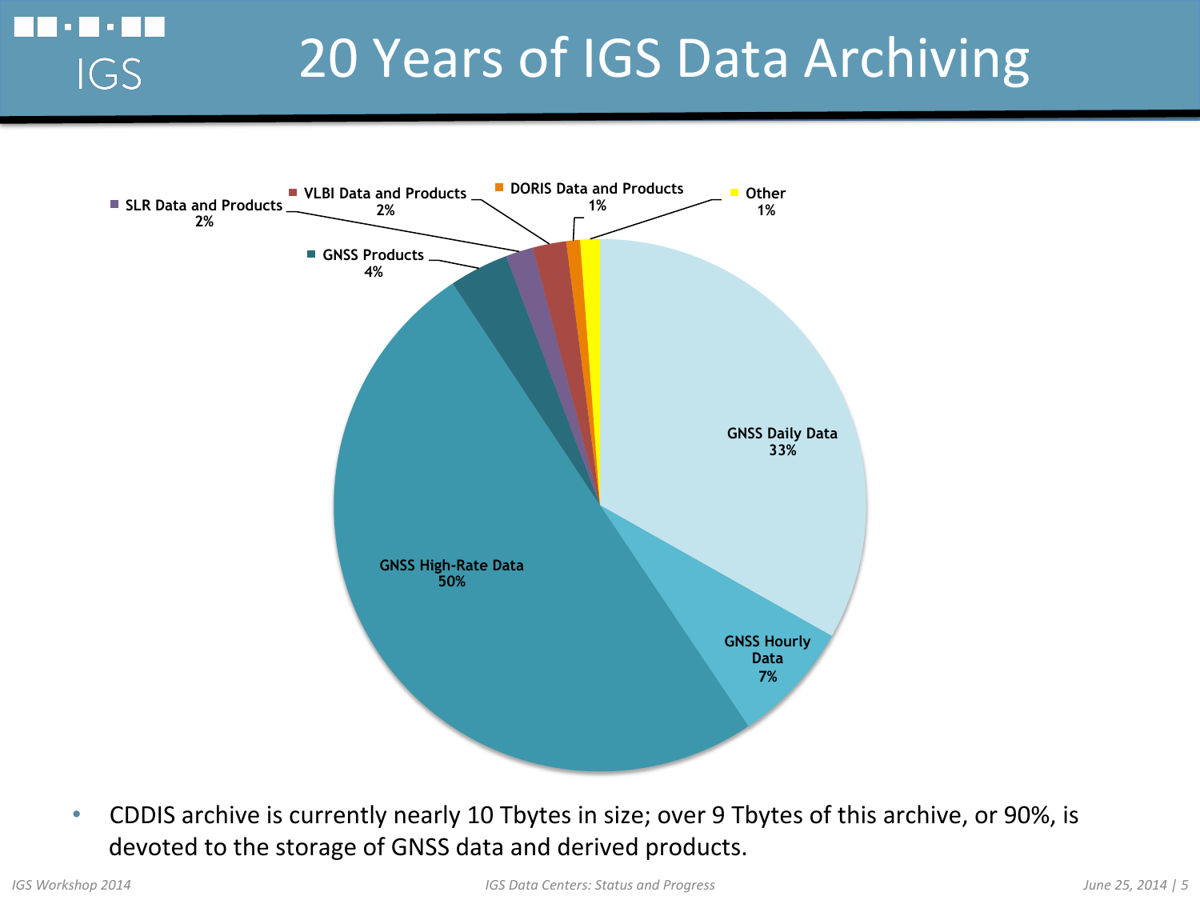# 20 Years of IGS Data Archiving

| Category | Share |
|---|---|
| GNSS Daily Data | 33% |
| GNSS Hourly Data | 7% |
| GNSS High-Rate Data | 50% |
| GNSS Products | 4% |
| SLR Data and Products | 2% |
| VLBI Data and Products | 2% |
| DORIS Data and Products | 1% |
| Other | 1% |

- CDDIS archive is currently nearly 10 Tbytes in size; over 9 Tbytes of this archive, or 90%, is devoted to the storage of GNSS data and derived products.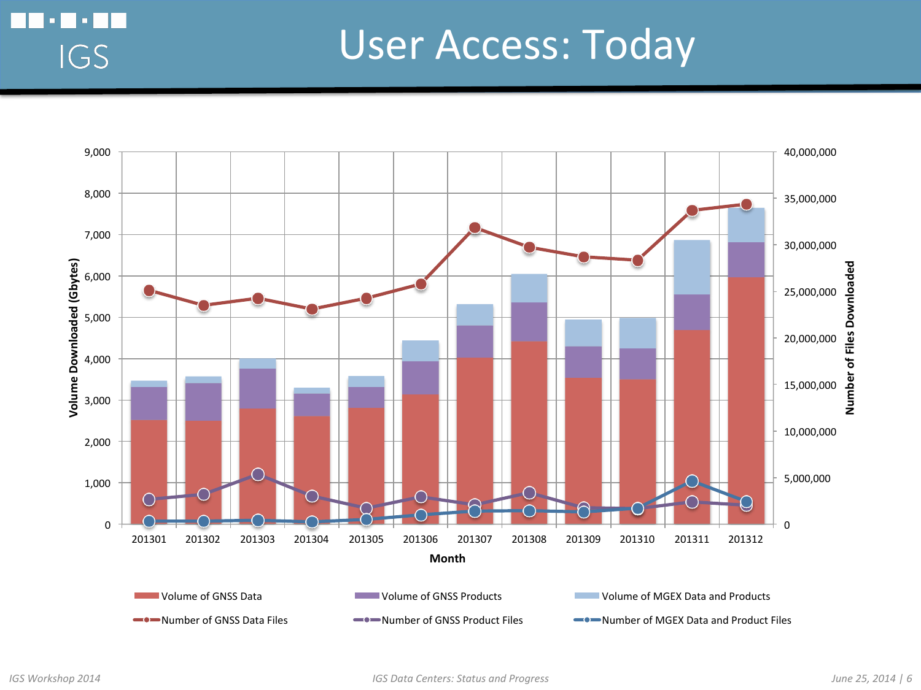# User Access: Today

Volume Downloaded (Gbytes)

9,000
8,000
7,000
6,000
5,000
4,000
3,000
2,000
1,000
0

Number of Files Downloaded

40,000,000
35,000,000
30,000,000
25,000,000
20,000,000
15,000,000
10,000,000
5,000,000
0

201301 201302 201303 201304 201305 201306 201307 201308 201309 201310 201311 201312

Month

Volume of GNSS Data
Volume of GNSS Products
Volume of MGEX Data and Products
Number of GNSS Data Files
Number of GNSS Product Files
Number of MGEX Data and Product Files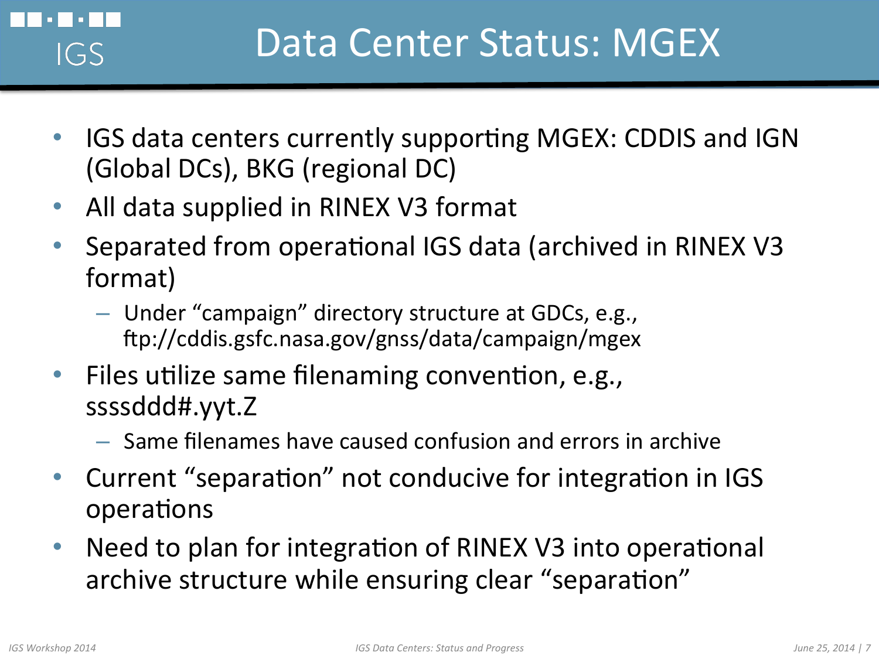# Data Center Status: MGEX

- IGS data centers currently supporting MGEX: CDDIS and IGN (Global DCs), BKG (regional DC)
- All data supplied in RINEX V3 format
- Separated from operational IGS data (archived in RINEX V3 format)
  - Under "campaign" directory structure at GDCs, e.g., ftp://cddis.gsfc.nasa.gov/gnss/data/campaign/mgex
- Files utilize same filenaming convention, e.g., ssssddd#.yyt.Z
  - Same filenames have caused confusion and errors in archive
- Current "separation" not conducive for integration in IGS operations
- Need to plan for integration of RINEX V3 into operational archive structure while ensuring clear "separation"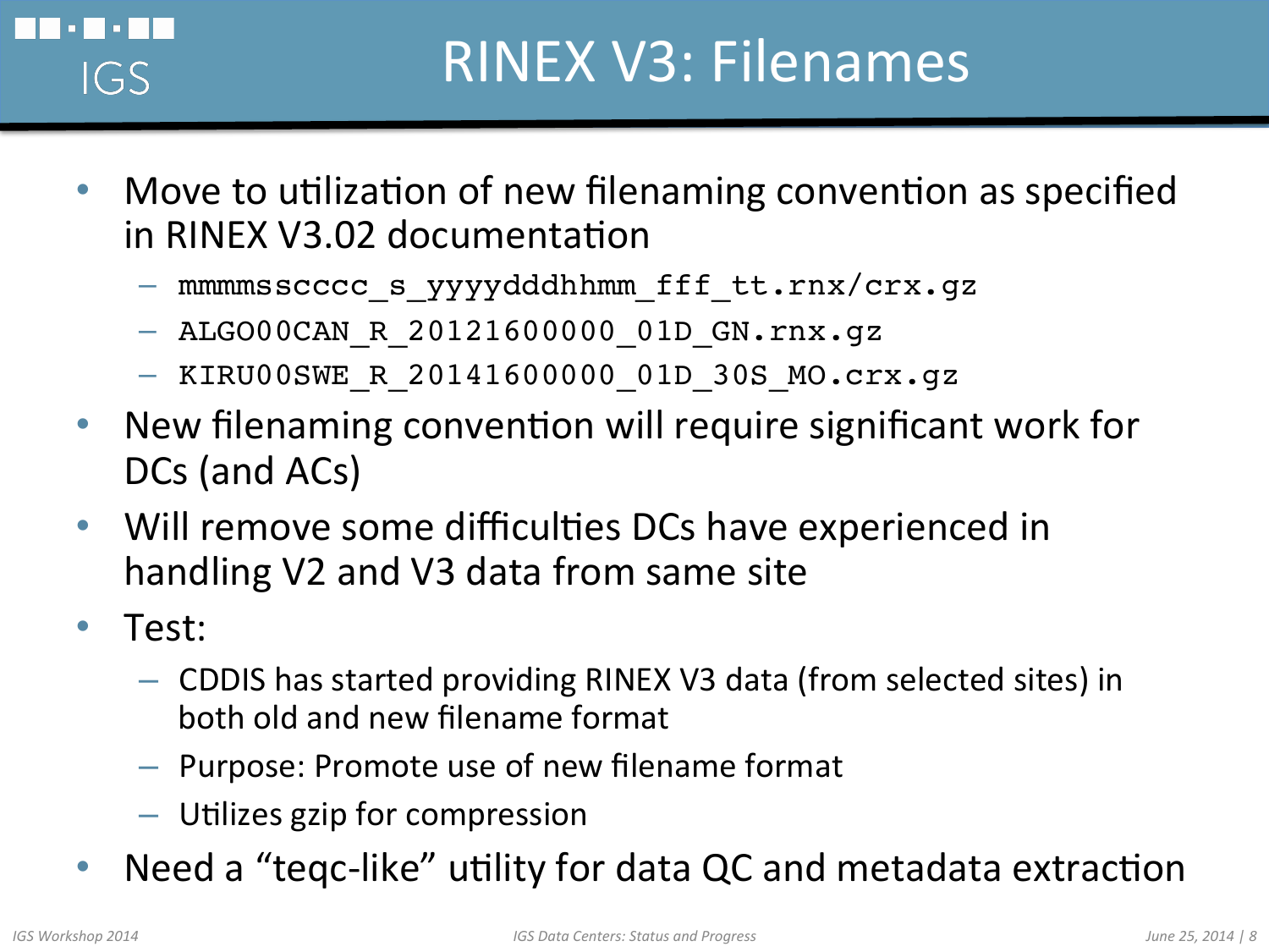# RINEX V3: Filenames

- Move to utilization of new filenaming convention as specified in RINEX V3.02 documentation
  - `mmmmsscccc_s_yyyydddhhmm_fff_tt.rnx/crx.gz`
  - `ALGO00CAN_R_20121600000_01D_GN.rnx.gz`
  - `KIRU00SWE_R_20141600000_01D_30S_MO.crx.gz`
- New filenaming convention will require significant work for DCs (and ACs)
- Will remove some difficulties DCs have experienced in handling V2 and V3 data from same site
- Test:
  - CDDIS has started providing RINEX V3 data (from selected sites) in both old and new filename format
  - Purpose: Promote use of new filename format
  - Utilizes gzip for compression
- Need a "teqc-like" utility for data QC and metadata extraction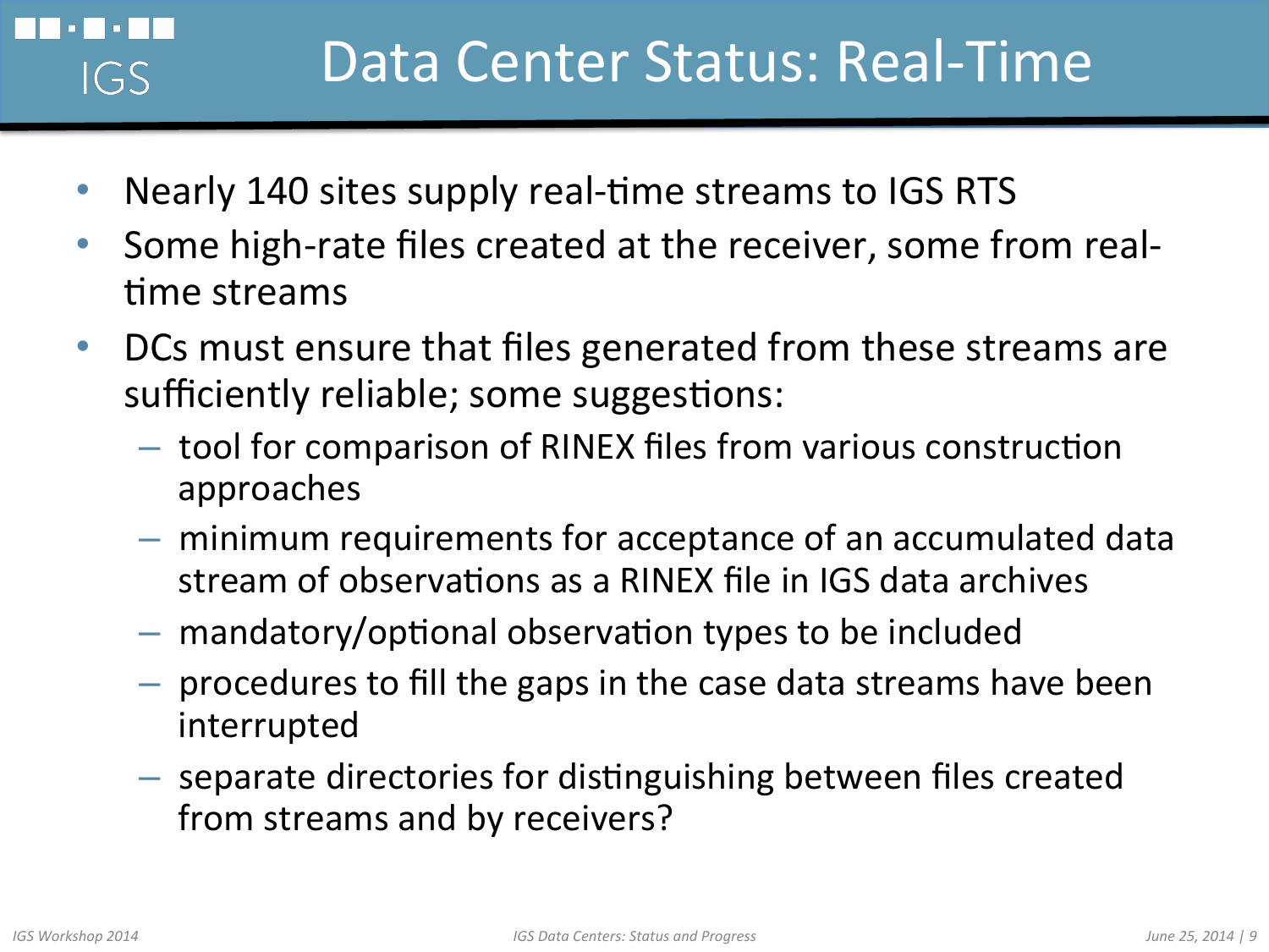# Data Center Status: Real-Time

- Nearly 140 sites supply real-time streams to IGS RTS
- Some high-rate files created at the receiver, some from real-time streams
- DCs must ensure that files generated from these streams are sufficiently reliable; some suggestions:
  - tool for comparison of RINEX files from various construction approaches
  - minimum requirements for acceptance of an accumulated data stream of observations as a RINEX file in IGS data archives
  - mandatory/optional observation types to be included
  - procedures to fill the gaps in the case data streams have been interrupted
  - separate directories for distinguishing between files created from streams and by receivers?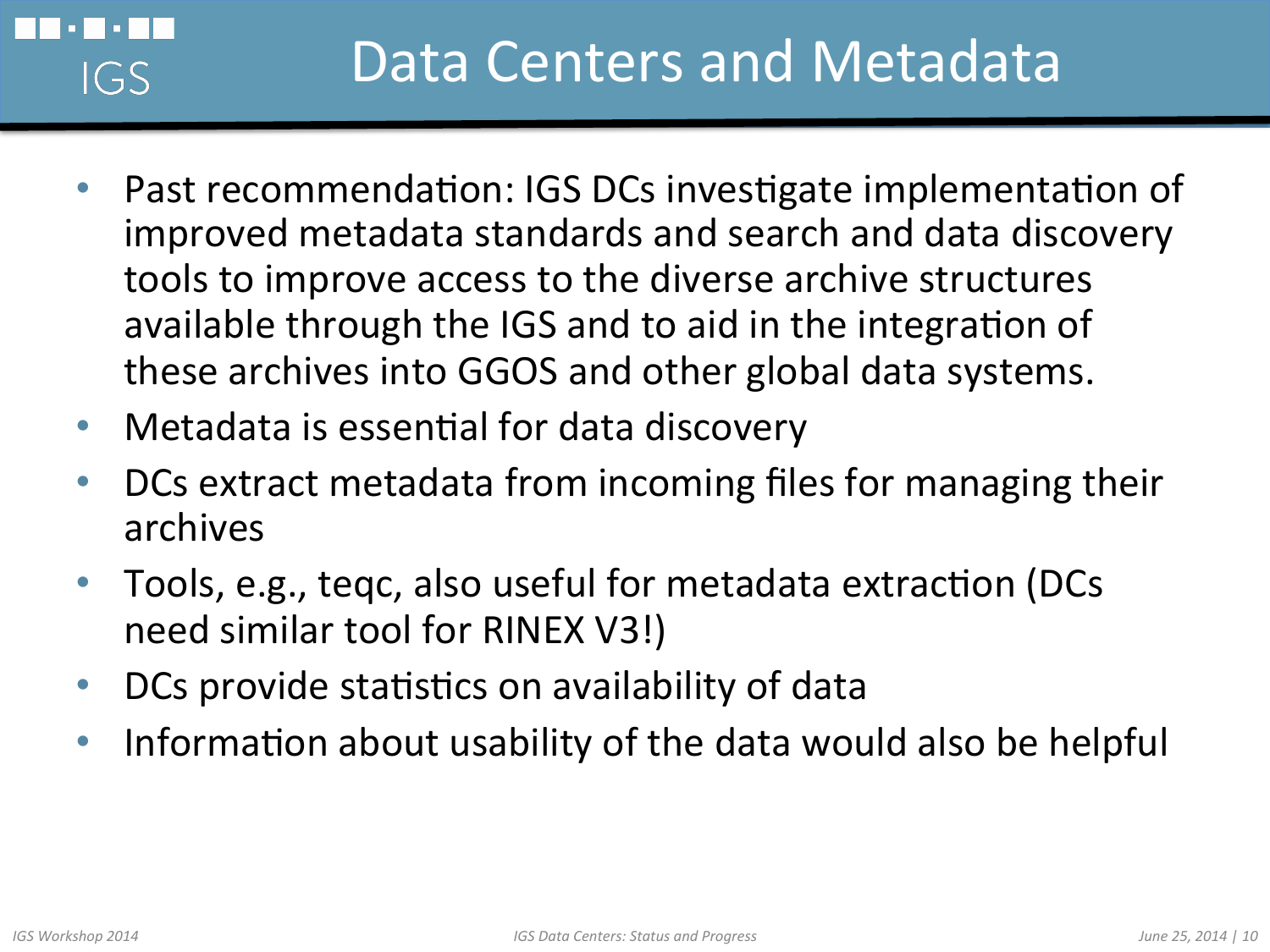# Data Centers and Metadata

- Past recommendation: IGS DCs investigate implementation of improved metadata standards and search and data discovery tools to improve access to the diverse archive structures available through the IGS and to aid in the integration of these archives into GGOS and other global data systems.
- Metadata is essential for data discovery
- DCs extract metadata from incoming files for managing their archives
- Tools, e.g., teqc, also useful for metadata extraction (DCs need similar tool for RINEX V3!)
- DCs provide statistics on availability of data
- Information about usability of the data would also be helpful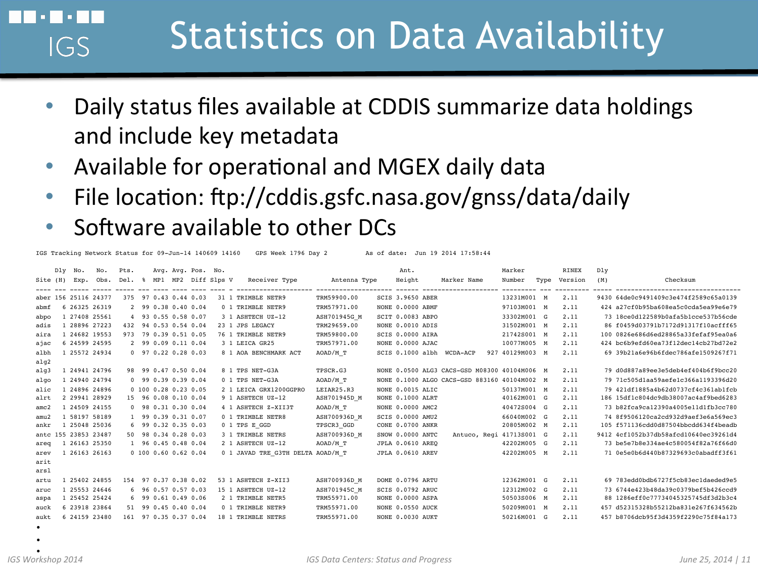# Statistics on Data Availability

- Daily status files available at CDDIS summarize data holdings and include key metadata
- Available for operational and MGEX daily data
- File location: ftp://cddis.gsfc.nasa.gov/gnss/data/daily
- Software available to other DCs

```
IGS Tracking Network Status for 09-Jun-14 140609 14160    GPS Week 1796 Day 2        As of date:  Jun 19 2014 17:58:44

     Dly  No.   No.   Pts.     Avg. Avg. Pos.  No.                                             Ant.                      Marker          RINEX    Dly
Site (H) Exp.  Obs.  Del.  %  MP1  MP2  Diff Slps V    Receiver Type        Antenna Type       Height    Marker Name      Number   Type  Version  (M)                 Checksum
---- --- ----- ----- ----- --- ---- ---- ---- ---- - -------------------- -------------------- ------ -------------------- --------- ---- --------- ----- --------------------------------
aber 156 25116 24377   375  97 0.43 0.44 0.03   31 1 TRIMBLE NETR9        TRM59900.00     SCIS 3.9650 ABER                 13231M001  M     2.11     9430 64de0c9491409c3e474f2589c65a0139
abmf   6 26325 26319     2  99 0.38 0.40 0.04    0 1 TRIMBLE NETR9        TRM57971.00     NONE 0.0000 ABMF                 97103M001  M     2.11      424 a27cf0b95ba608ea5c0cda5ea99e6e79
abpo   1 27408 25561     4  93 0.55 0.58 0.07    3 1 ASHTECH UZ-12        ASH701945G_M    SCIT 0.0083 ABPO                 33302M001  G     2.11       73 18ce0d122589b0afa5b1cce537b56cde
adis   1 28896 27223   432  94 0.53 0.54 0.04   23 1 JPS LEGACY           TRM29659.00     NONE 0.0010 ADIS                 31502M001  M     2.11       86 f0459d03791b7172d91317f10acfff65
aira   1 24682 19553   973  79 0.39 0.51 0.05   76 1 TRIMBLE NETR9        TRM59800.00     SCIS 0.0000 AIRA                 21742S001  M     2.11      100 0826e686d6ed28865a33fefaf95ea0a6
ajac   6 24599 24595     2  99 0.09 0.11 0.04    3 1 LEICA GR25           TRM57971.00     NONE 0.0000 AJAC                 10077M005  M     2.11      424 bc6b9efd60ea73f12dec14cb27bd72e2
albh   1 25572 24934     0  97 0.22 0.28 0.03    8 1 AOA BENCHMARK ACT    AOAD/M_T        SCIS 0.1000 albh  WCDA-ACP   927 40129M003  M     2.11       69 39b21a6e96b6fdec786afe1509267f71
alg2
alg3   1 24941 24796    98  99 0.47 0.50 0.04    8 1 TPS NET-G3A          TPSCR.G3        NONE 0.0500 ALG3 CACS-GSD M08300 40104M006  M     2.11       79 d0d887a89ee3e5deb4ef404b6f9bcc20
algo   1 24940 24794     0  99 0.39 0.39 0.04    0 1 TPS NET-G3A          AOAD/M_T        NONE 0.1000 ALGO CACS-GSD 883160 40104M002  M     2.11       79 71c505d1aa59aefe1c366a1193396d20
alic   1 24896 24896     0 100 0.28 0.23 0.05    2 1 LEICA GRX1200GGPRO   LEIAR25.R3      NONE 0.0015 ALIC                 50137M001  M     2.11       79 421df1885a4b62d0737cf4c361ab1fcb
alrt   2 29941 28929    15  96 0.08 0.10 0.04    9 1 ASHTECH UZ-12        ASH701945D_M    NONE 0.1000 ALRT                 40162M001  G     2.11      186 15df1c804dc9db38007ac4af9bed6283
amc2   1 24509 24155     0  98 0.31 0.30 0.04    4 1 ASHTECH Z-XII3T      AOAD/M_T        NONE 0.0000 AMC2                 40472S004  G     2.11       73 b82fca9ca12390a4005e11d1fb3cc780
amu2   1 58197 58189     1  99 0.39 0.31 0.07    0 1 TRIMBLE NETR8        ASH700936D_M    SCIS 0.0000 AMU2                 66040M002  G     2.11       74 8f9506120ca2cd932d9aef3e6a569ec3
ankr   1 25048 25036     6  99 0.32 0.35 0.03    0 1 TPS E_GGD            TPSCR3_GGD      CONE 0.0700 ANKR                 20805M002  M     2.11      105 f571136cdd0d87504bbcdd634f4beadb
antc 155 23853 23487    50  98 0.34 0.28 0.03    3 1 TRIMBLE NETRS        ASH700936D_M    SNOW 0.0000 ANTC       Antuco, Regi 41713S001  G     2.11     9412 4cf1052b37db58afcd10640ec39261d4
areq   1 26163 25350     1  96 0.45 0.48 0.04    2 1 ASHTECH UZ-12        AOAD/M_T        JPLA 0.0610 AREQ                 42202M005  G     2.11       73 be5e7b8e334ae4c580054f82a76f66d0
arev   1 26163 26163     0 100 0.60 0.62 0.04    0 1 JAVAD TRE_G3TH DELTA AOAD/M_T        JPLA 0.0610 AREV                 42202M005  M     2.11       71 0e5e0b6d440b87329693c0abadff3f61
arit
arsl
artu   1 25402 24855   154  97 0.37 0.38 0.02   53 1 ASHTECH Z-XII3       ASH700936D_M    DOME 0.0796 ARTU                 12362M001  G     2.11       69 783edd0bdb6727f5cb83ec1daeded9e5
aruc   1 25553 24646     6  96 0.57 0.57 0.03   15 1 ASHTECH UZ-12        ASH701945C_M    SCIS 0.0792 ARUC                 12312M002  G     2.11       73 6744e423b48da39c0379bef5b426ccd9
aspa   1 25452 25424     6  99 0.61 0.49 0.06    2 1 TRIMBLE NETR5        TRM55971.00     NONE 0.0000 ASPA                 50503S006  M     2.11       88 1286eff0c77734045325745df3d2b3c4
auck   6 23918 23864    51  99 0.45 0.40 0.04    0 1 TRIMBLE NETR9        TRM55971.00     NONE 0.0550 AUCK                 50209M001  M     2.11      457 d52315328b55212ba831e267f634562b
aukt   6 24159 23480   161  97 0.35 0.37 0.04   18 1 TRIMBLE NETRS        TRM55971.00     NONE 0.0030 AUKT                 50216M001  G     2.11      457 b8706dcb95f3d4359f2290c75f84a173
•
•
•
```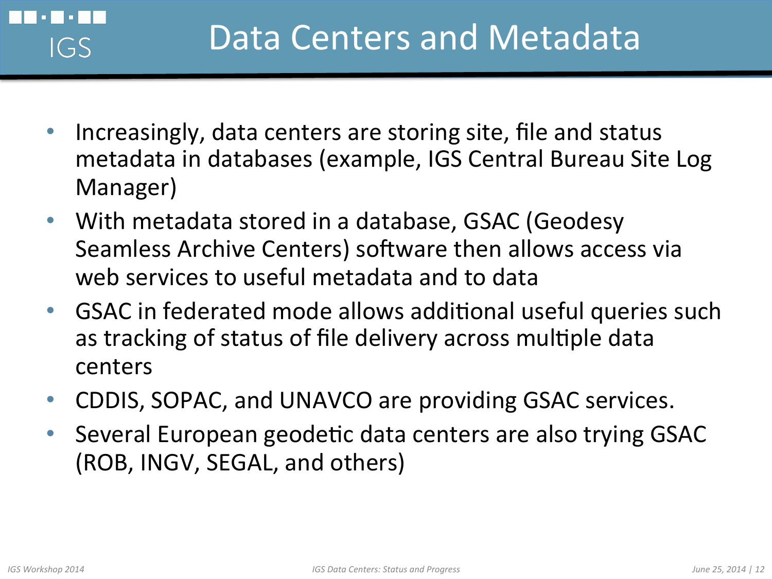# Data Centers and Metadata

- Increasingly, data centers are storing site, file and status metadata in databases (example, IGS Central Bureau Site Log Manager)
- With metadata stored in a database, GSAC (Geodesy Seamless Archive Centers) software then allows access via web services to useful metadata and to data
- GSAC in federated mode allows additional useful queries such as tracking of status of file delivery across multiple data centers
- CDDIS, SOPAC, and UNAVCO are providing GSAC services.
- Several European geodetic data centers are also trying GSAC (ROB, INGV, SEGAL, and others)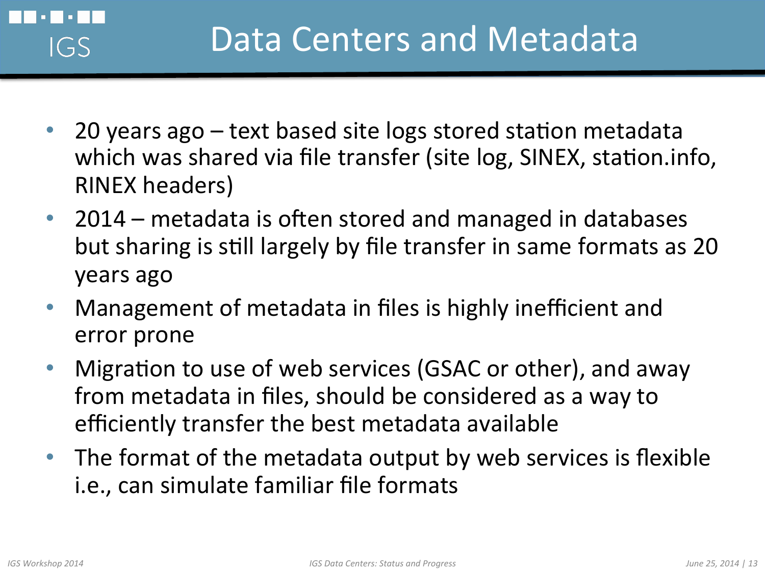# Data Centers and Metadata

- 20 years ago – text based site logs stored station metadata which was shared via file transfer (site log, SINEX, station.info, RINEX headers)
- 2014 – metadata is often stored and managed in databases but sharing is still largely by file transfer in same formats as 20 years ago
- Management of metadata in files is highly inefficient and error prone
- Migration to use of web services (GSAC or other), and away from metadata in files, should be considered as a way to efficiently transfer the best metadata available
- The format of the metadata output by web services is flexible i.e., can simulate familiar file formats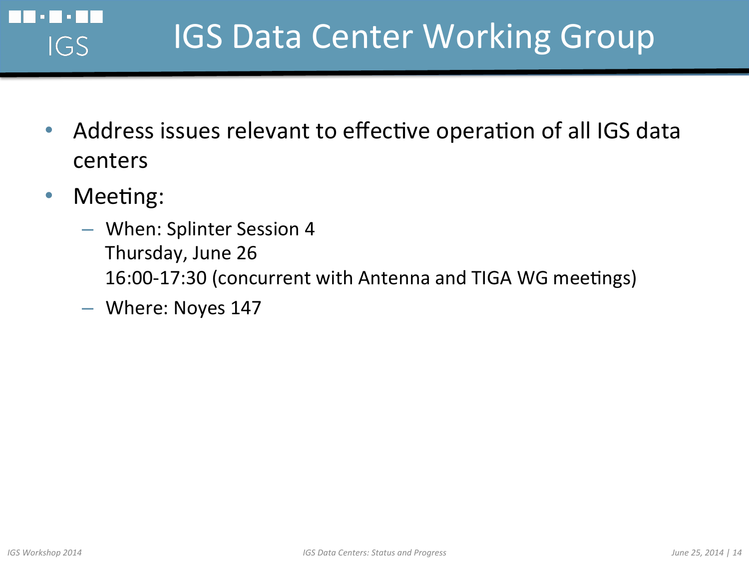# IGS Data Center Working Group

- Address issues relevant to effective operation of all IGS data centers
- Meeting:
  - When: Splinter Session 4
    Thursday, June 26
    16:00-17:30 (concurrent with Antenna and TIGA WG meetings)
  - Where: Noyes 147